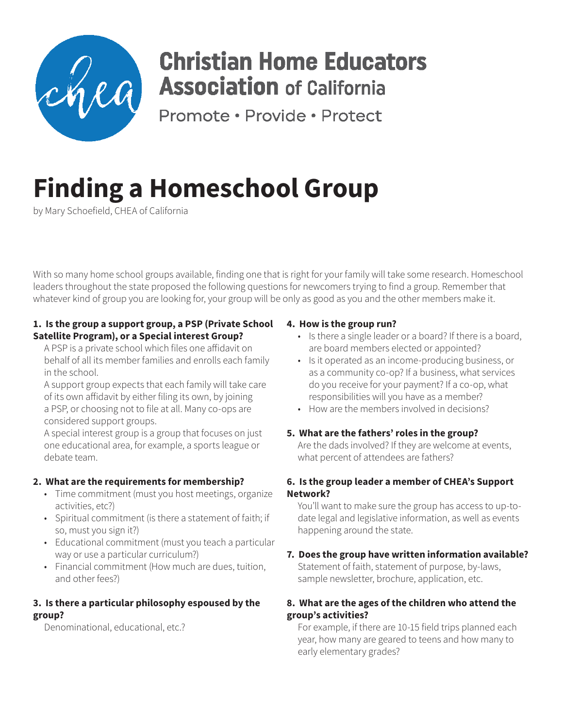**Christian Home Educators Association of California**

Promote • Provide • Protect

# Finding a Homeschool Group

by Mary Schoefield, CHEA of California

With so many home school groups available, finding one that is right for your family will take some research. Homeschool leaders throughout the state proposed the following questions for newcomers trying to find a group. Remember that whatever kind of group you are looking for, your group will be only as good as you and the other members make it.

**1. Is the group a support group, a PSP (Private School Satellite Program), or a Special interest Group?**

A PSP is a private school which files one affidavit on behalf of all its member families and enrolls each family in the school.

A support group expects that each family will take care of its own affidavit by either filing its own, by joining a PSP, or choosing not to file at all. Many co-ops are considered support groups.

A special interest group is a group that focuses on just one educational area, for example, a sports league or debate team.

**2. What are the requirements for membership?**

- Time commitment (must you host meetings, organize activities, etc?)
- Spiritual commitment (is there a statement of faith; if so, must you sign it?)
- Educational commitment (must you teach a particular way or use a particular curriculum?)
- Financial commitment (How much are dues, tuition, and other fees?)

**3. Is there a particular philosophy espoused by the group?**

Denominational, educational, etc.?

**4. How is the group run?**

- Is there a single leader or a board? If there is a board, are board members elected or appointed?
- Is it operated as an income-producing business, or as a community co-op? If a business, what services do you receive for your payment? If a co-op, what responsibilities will you have as a member?
- How are the members involved in decisions?

**5. What are the fathers' roles in the group?**

Are the dads involved? If they are welcome at events, what percent of attendees are fathers?

**6. Is the group leader a member of CHEA's Support Network?**

You'll want to make sure the group has access to up-to-date legal and legislative information, as well as events happening around the state.

**7. Does the group have written information available?**

Statement of faith, statement of purpose, by-laws, sample newsletter, brochure, application, etc.

**8. What are the ages of the children who attend the group's activities?**

For example, if there are 10-15 field trips planned each year, how many are geared to teens and how many to early elementary grades?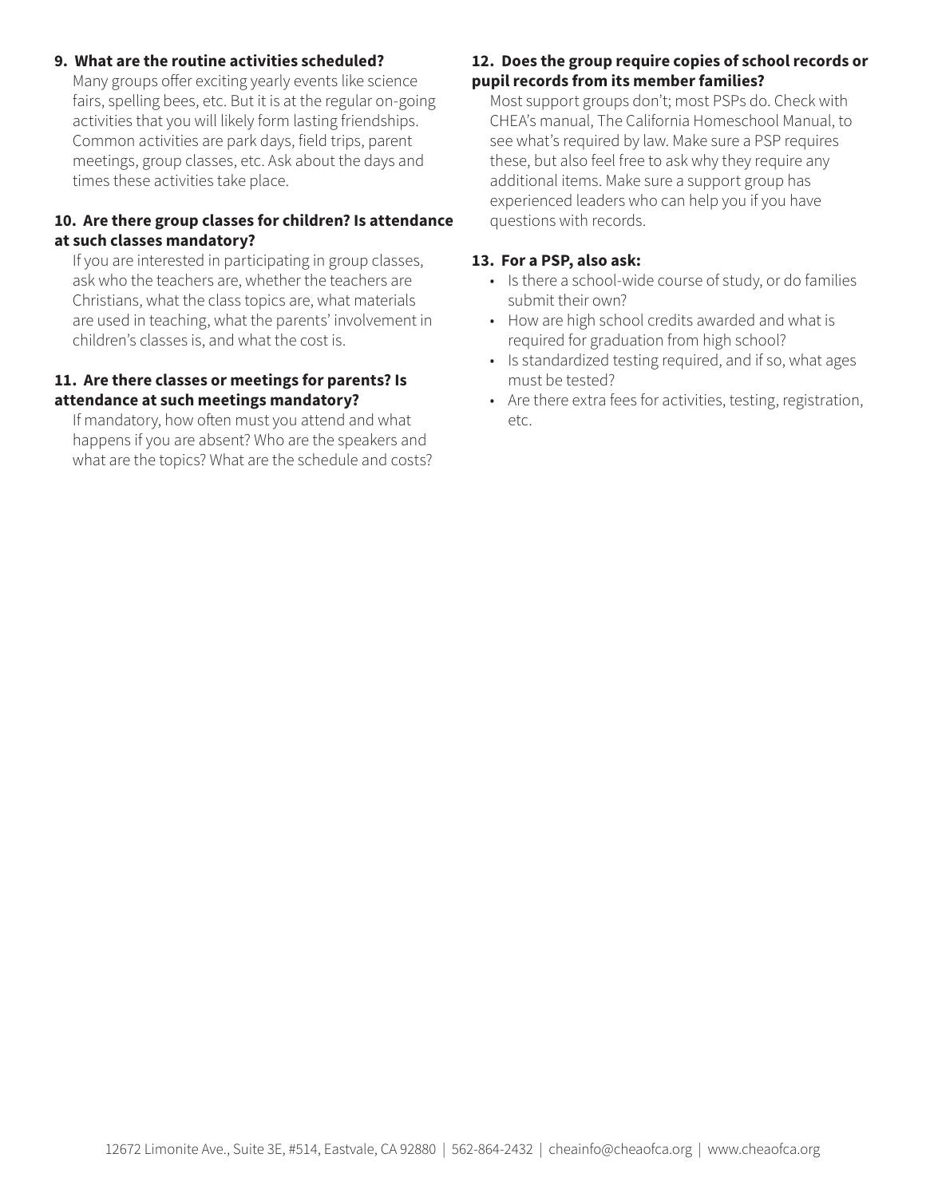**9. What are the routine activities scheduled?**

Many groups offer exciting yearly events like science fairs, spelling bees, etc. But it is at the regular on-going activities that you will likely form lasting friendships. Common activities are park days, field trips, parent meetings, group classes, etc. Ask about the days and times these activities take place.

**10. Are there group classes for children? Is attendance at such classes mandatory?**

If you are interested in participating in group classes, ask who the teachers are, whether the teachers are Christians, what the class topics are, what materials are used in teaching, what the parents' involvement in children's classes is, and what the cost is.

**11. Are there classes or meetings for parents? Is attendance at such meetings mandatory?**

If mandatory, how often must you attend and what happens if you are absent? Who are the speakers and what are the topics? What are the schedule and costs?

**12. Does the group require copies of school records or pupil records from its member families?**

Most support groups don't; most PSPs do. Check with CHEA's manual, The California Homeschool Manual, to see what's required by law. Make sure a PSP requires these, but also feel free to ask why they require any additional items. Make sure a support group has experienced leaders who can help you if you have questions with records.

**13. For a PSP, also ask:**

- Is there a school-wide course of study, or do families submit their own?
- How are high school credits awarded and what is required for graduation from high school?
- Is standardized testing required, and if so, what ages must be tested?
- Are there extra fees for activities, testing, registration, etc.

12672 Limonite Ave., Suite 3E, #514, Eastvale, CA 92880 | 562-864-2432 | cheainfo@cheaofca.org | www.cheaofca.org